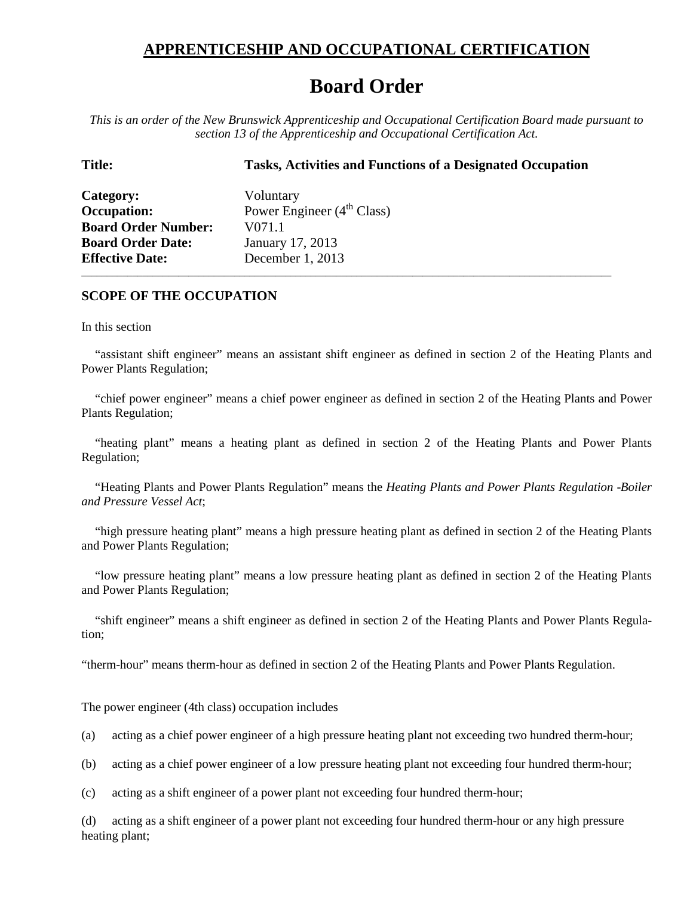## APPRENTICESHIP AND OCCUPATIONAL CERTIFICATION

# Board Order

*This is an order of the New Brunswick Apprenticeship and Occupational Certification Board made pursuant to section 13 of the Apprenticeship and Occupational Certification Act.*

**Title:** **Tasks, Activities and Functions of a Designated Occupation**

**Category:** Voluntary
**Occupation:** Power Engineer (4th Class)
**Board Order Number:** V071.1
**Board Order Date:** January 17, 2013
**Effective Date:** December 1, 2013

---

### SCOPE OF THE OCCUPATION

In this section

"assistant shift engineer" means an assistant shift engineer as defined in section 2 of the Heating Plants and Power Plants Regulation;

"chief power engineer" means a chief power engineer as defined in section 2 of the Heating Plants and Power Plants Regulation;

"heating plant" means a heating plant as defined in section 2 of the Heating Plants and Power Plants Regulation;

"Heating Plants and Power Plants Regulation" means the *Heating Plants and Power Plants Regulation -Boiler and Pressure Vessel Act*;

"high pressure heating plant" means a high pressure heating plant as defined in section 2 of the Heating Plants and Power Plants Regulation;

"low pressure heating plant" means a low pressure heating plant as defined in section 2 of the Heating Plants and Power Plants Regulation;

"shift engineer" means a shift engineer as defined in section 2 of the Heating Plants and Power Plants Regulation;

"therm-hour" means therm-hour as defined in section 2 of the Heating Plants and Power Plants Regulation.

The power engineer (4th class) occupation includes

(a) acting as a chief power engineer of a high pressure heating plant not exceeding two hundred therm-hour;

(b) acting as a chief power engineer of a low pressure heating plant not exceeding four hundred therm-hour;

(c) acting as a shift engineer of a power plant not exceeding four hundred therm-hour;

(d) acting as a shift engineer of a power plant not exceeding four hundred therm-hour or any high pressure heating plant;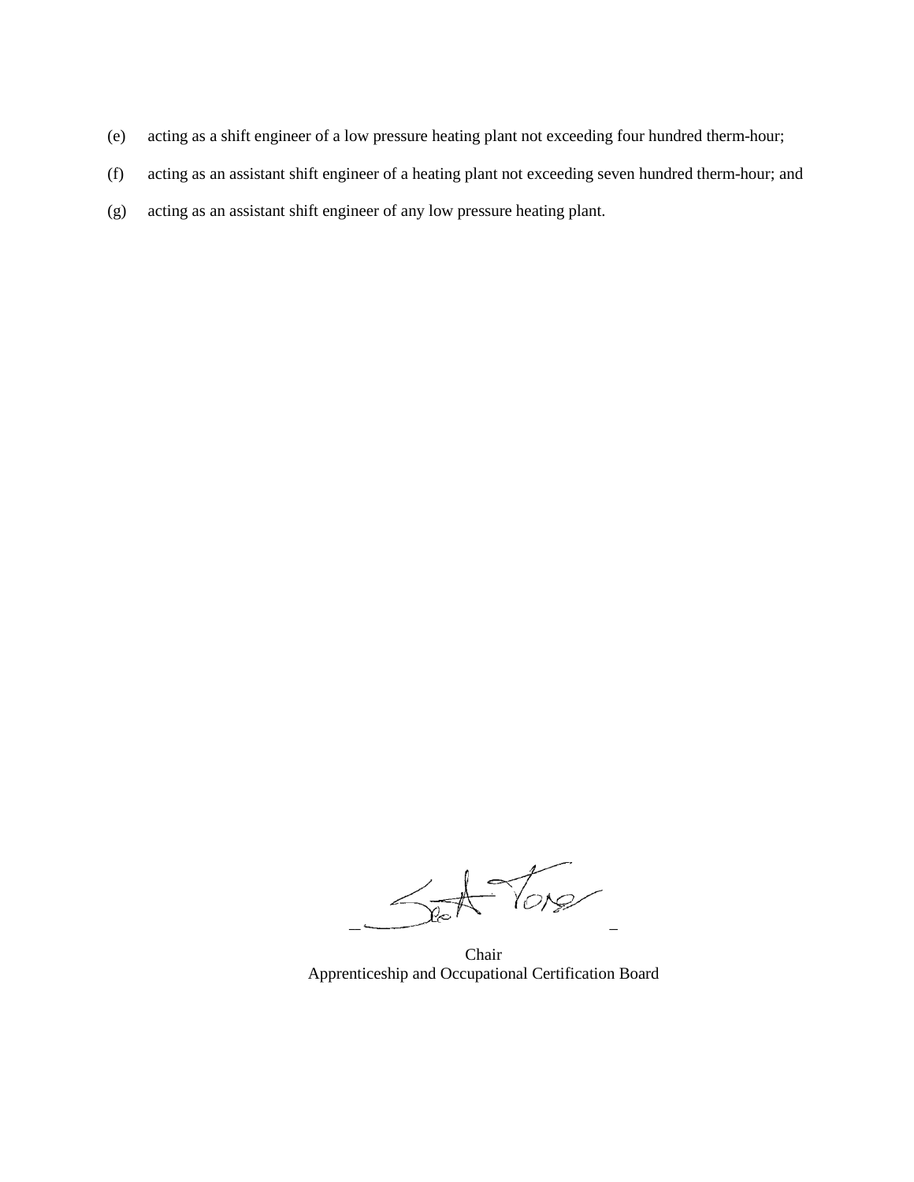(e) acting as a shift engineer of a low pressure heating plant not exceeding four hundred therm-hour;

(f) acting as an assistant shift engineer of a heating plant not exceeding seven hundred therm-hour; and

(g) acting as an assistant shift engineer of any low pressure heating plant.

Chair
Apprenticeship and Occupational Certification Board